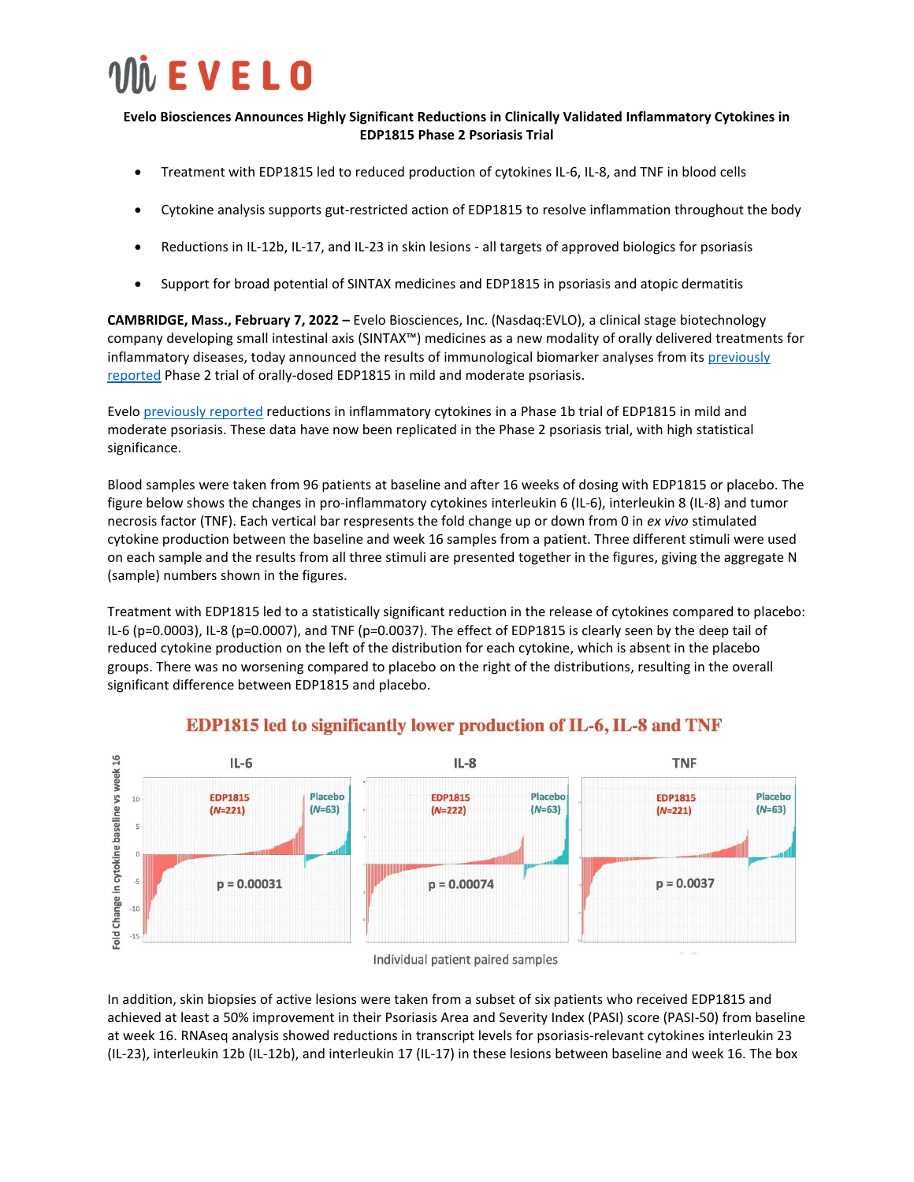# EVELO

**Evelo Biosciences Announces Highly Significant Reductions in Clinically Validated Inflammatory Cytokines in EDP1815 Phase 2 Psoriasis Trial**

- Treatment with EDP1815 led to reduced production of cytokines IL-6, IL-8, and TNF in blood cells
- Cytokine analysis supports gut-restricted action of EDP1815 to resolve inflammation throughout the body
- Reductions in IL-12b, IL-17, and IL-23 in skin lesions - all targets of approved biologics for psoriasis
- Support for broad potential of SINTAX medicines and EDP1815 in psoriasis and atopic dermatitis

**CAMBRIDGE, Mass., February 7, 2022 –** Evelo Biosciences, Inc. (Nasdaq:EVLO), a clinical stage biotechnology company developing small intestinal axis (SINTAX™) medicines as a new modality of orally delivered treatments for inflammatory diseases, today announced the results of immunological biomarker analyses from its previously reported Phase 2 trial of orally-dosed EDP1815 in mild and moderate psoriasis.

Evelo previously reported reductions in inflammatory cytokines in a Phase 1b trial of EDP1815 in mild and moderate psoriasis. These data have now been replicated in the Phase 2 psoriasis trial, with high statistical significance.

Blood samples were taken from 96 patients at baseline and after 16 weeks of dosing with EDP1815 or placebo. The figure below shows the changes in pro-inflammatory cytokines interleukin 6 (IL-6), interleukin 8 (IL-8) and tumor necrosis factor (TNF). Each vertical bar respresents the fold change up or down from 0 in *ex vivo* stimulated cytokine production between the baseline and week 16 samples from a patient. Three different stimuli were used on each sample and the results from all three stimuli are presented together in the figures, giving the aggregate N (sample) numbers shown in the figures.

Treatment with EDP1815 led to a statistically significant reduction in the release of cytokines compared to placebo: IL-6 (p=0.0003), IL-8 (p=0.0007), and TNF (p=0.0037). The effect of EDP1815 is clearly seen by the deep tail of reduced cytokine production on the left of the distribution for each cytokine, which is absent in the placebo groups. There was no worsening compared to placebo on the right of the distributions, resulting in the overall significant difference between EDP1815 and placebo.

**EDP1815 led to significantly lower production of IL-6, IL-8 and TNF**

| Cytokine | EDP1815 | Placebo | p-value |
|---|---|---|---|
| IL-6 | N=221 | N=63 | p = 0.00031 |
| IL-8 | N=222 | N=63 | p = 0.00074 |
| TNF | N=221 | N=63 | p = 0.0037 |

Y-axis: Fold Change in cytokine baseline vs week 16; X-axis: Individual patient paired samples

In addition, skin biopsies of active lesions were taken from a subset of six patients who received EDP1815 and achieved at least a 50% improvement in their Psoriasis Area and Severity Index (PASI) score (PASI-50) from baseline at week 16. RNAseq analysis showed reductions in transcript levels for psoriasis-relevant cytokines interleukin 23 (IL-23), interleukin 12b (IL-12b), and interleukin 17 (IL-17) in these lesions between baseline and week 16. The box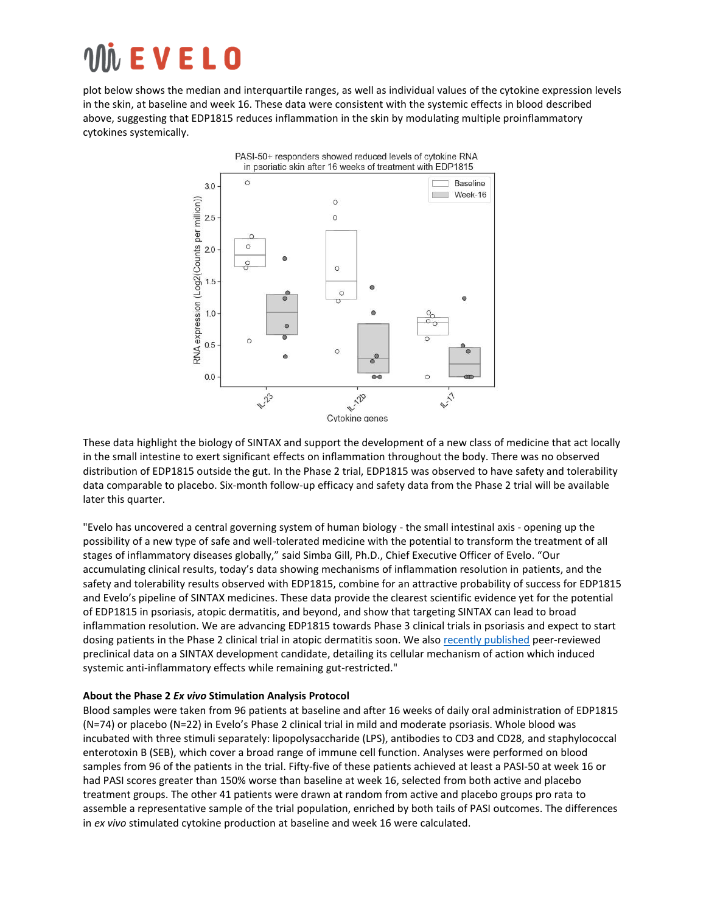plot below shows the median and interquartile ranges, as well as individual values of the cytokine expression levels in the skin, at baseline and week 16. These data were consistent with the systemic effects in blood described above, suggesting that EDP1815 reduces inflammation in the skin by modulating multiple proinflammatory cytokines systemically.

These data highlight the biology of SINTAX and support the development of a new class of medicine that act locally in the small intestine to exert significant effects on inflammation throughout the body. There was no observed distribution of EDP1815 outside the gut. In the Phase 2 trial, EDP1815 was observed to have safety and tolerability data comparable to placebo. Six-month follow-up efficacy and safety data from the Phase 2 trial will be available later this quarter.

"Evelo has uncovered a central governing system of human biology - the small intestinal axis - opening up the possibility of a new type of safe and well-tolerated medicine with the potential to transform the treatment of all stages of inflammatory diseases globally," said Simba Gill, Ph.D., Chief Executive Officer of Evelo. "Our accumulating clinical results, today's data showing mechanisms of inflammation resolution in patients, and the safety and tolerability results observed with EDP1815, combine for an attractive probability of success for EDP1815 and Evelo's pipeline of SINTAX medicines. These data provide the clearest scientific evidence yet for the potential of EDP1815 in psoriasis, atopic dermatitis, and beyond, and show that targeting SINTAX can lead to broad inflammation resolution. We are advancing EDP1815 towards Phase 3 clinical trials in psoriasis and expect to start dosing patients in the Phase 2 clinical trial in atopic dermatitis soon. We also recently published peer-reviewed preclinical data on a SINTAX development candidate, detailing its cellular mechanism of action which induced systemic anti-inflammatory effects while remaining gut-restricted."

**About the Phase 2 *Ex vivo* Stimulation Analysis Protocol**

Blood samples were taken from 96 patients at baseline and after 16 weeks of daily oral administration of EDP1815 (N=74) or placebo (N=22) in Evelo's Phase 2 clinical trial in mild and moderate psoriasis. Whole blood was incubated with three stimuli separately: lipopolysaccharide (LPS), antibodies to CD3 and CD28, and staphylococcal enterotoxin B (SEB), which cover a broad range of immune cell function. Analyses were performed on blood samples from 96 of the patients in the trial. Fifty-five of these patients achieved at least a PASI-50 at week 16 or had PASI scores greater than 150% worse than baseline at week 16, selected from both active and placebo treatment groups. The other 41 patients were drawn at random from active and placebo groups pro rata to assemble a representative sample of the trial population, enriched by both tails of PASI outcomes. The differences in *ex vivo* stimulated cytokine production at baseline and week 16 were calculated.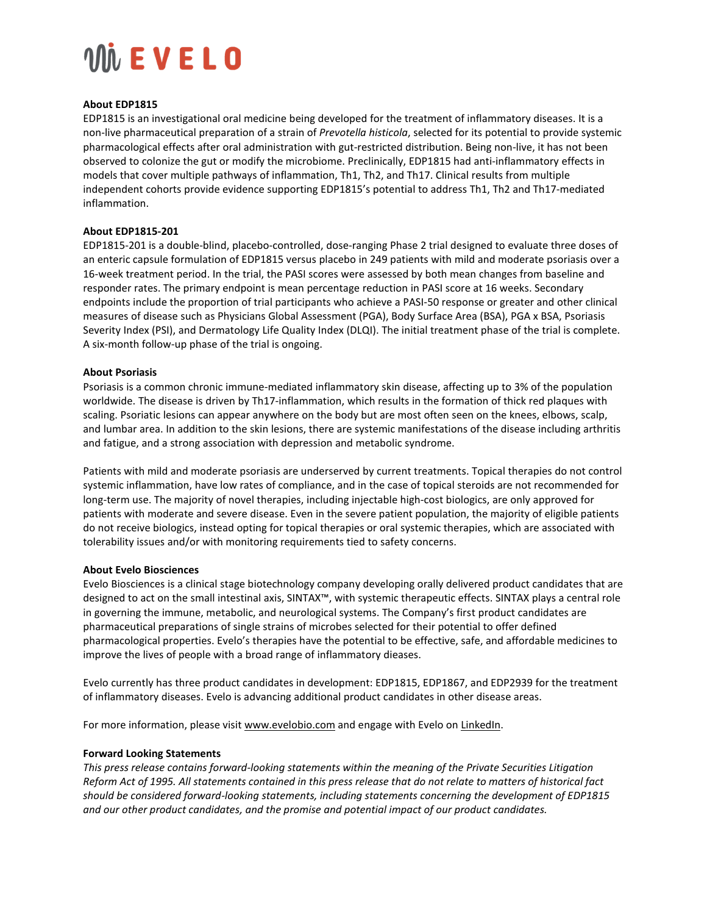**About EDP1815**

EDP1815 is an investigational oral medicine being developed for the treatment of inflammatory diseases. It is a non-live pharmaceutical preparation of a strain of *Prevotella histicola*, selected for its potential to provide systemic pharmacological effects after oral administration with gut-restricted distribution. Being non-live, it has not been observed to colonize the gut or modify the microbiome. Preclinically, EDP1815 had anti-inflammatory effects in models that cover multiple pathways of inflammation, Th1, Th2, and Th17. Clinical results from multiple independent cohorts provide evidence supporting EDP1815's potential to address Th1, Th2 and Th17-mediated inflammation.

**About EDP1815-201**

EDP1815-201 is a double-blind, placebo-controlled, dose-ranging Phase 2 trial designed to evaluate three doses of an enteric capsule formulation of EDP1815 versus placebo in 249 patients with mild and moderate psoriasis over a 16-week treatment period. In the trial, the PASI scores were assessed by both mean changes from baseline and responder rates. The primary endpoint is mean percentage reduction in PASI score at 16 weeks. Secondary endpoints include the proportion of trial participants who achieve a PASI-50 response or greater and other clinical measures of disease such as Physicians Global Assessment (PGA), Body Surface Area (BSA), PGA x BSA, Psoriasis Severity Index (PSI), and Dermatology Life Quality Index (DLQI). The initial treatment phase of the trial is complete. A six-month follow-up phase of the trial is ongoing.

**About Psoriasis**

Psoriasis is a common chronic immune-mediated inflammatory skin disease, affecting up to 3% of the population worldwide. The disease is driven by Th17-inflammation, which results in the formation of thick red plaques with scaling. Psoriatic lesions can appear anywhere on the body but are most often seen on the knees, elbows, scalp, and lumbar area. In addition to the skin lesions, there are systemic manifestations of the disease including arthritis and fatigue, and a strong association with depression and metabolic syndrome.

Patients with mild and moderate psoriasis are underserved by current treatments. Topical therapies do not control systemic inflammation, have low rates of compliance, and in the case of topical steroids are not recommended for long-term use. The majority of novel therapies, including injectable high-cost biologics, are only approved for patients with moderate and severe disease. Even in the severe patient population, the majority of eligible patients do not receive biologics, instead opting for topical therapies or oral systemic therapies, which are associated with tolerability issues and/or with monitoring requirements tied to safety concerns.

**About Evelo Biosciences**

Evelo Biosciences is a clinical stage biotechnology company developing orally delivered product candidates that are designed to act on the small intestinal axis, SINTAX™, with systemic therapeutic effects. SINTAX plays a central role in governing the immune, metabolic, and neurological systems. The Company's first product candidates are pharmaceutical preparations of single strains of microbes selected for their potential to offer defined pharmacological properties. Evelo's therapies have the potential to be effective, safe, and affordable medicines to improve the lives of people with a broad range of inflammatory dieases.

Evelo currently has three product candidates in development: EDP1815, EDP1867, and EDP2939 for the treatment of inflammatory diseases. Evelo is advancing additional product candidates in other disease areas.

For more information, please visit www.evelobio.com and engage with Evelo on LinkedIn.

**Forward Looking Statements**

*This press release contains forward-looking statements within the meaning of the Private Securities Litigation Reform Act of 1995. All statements contained in this press release that do not relate to matters of historical fact should be considered forward-looking statements, including statements concerning the development of EDP1815 and our other product candidates, and the promise and potential impact of our product candidates.*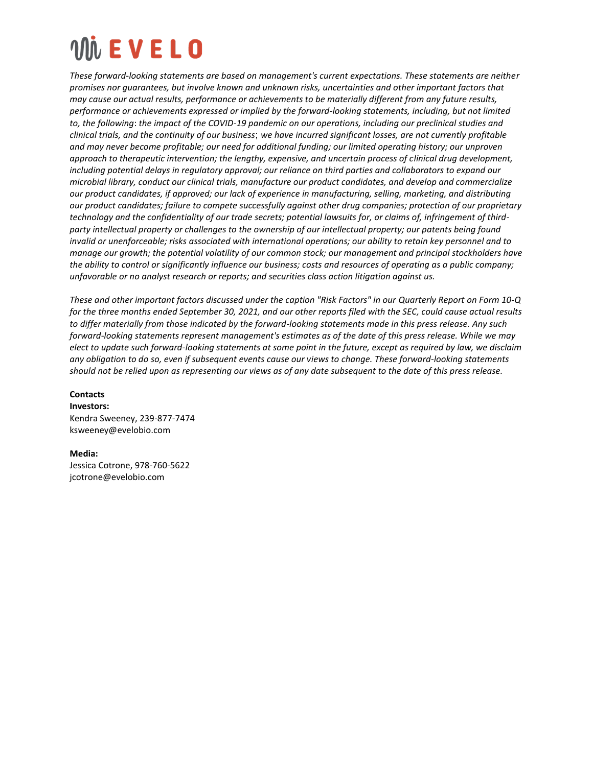*These forward-looking statements are based on management's current expectations. These statements are neither promises nor guarantees, but involve known and unknown risks, uncertainties and other important factors that may cause our actual results, performance or achievements to be materially different from any future results, performance or achievements expressed or implied by the forward-looking statements, including, but not limited to, the following: the impact of the COVID-19 pandemic on our operations, including our preclinical studies and clinical trials, and the continuity of our business; we have incurred significant losses, are not currently profitable and may never become profitable; our need for additional funding; our limited operating history; our unproven approach to therapeutic intervention; the lengthy, expensive, and uncertain process of clinical drug development, including potential delays in regulatory approval; our reliance on third parties and collaborators to expand our microbial library, conduct our clinical trials, manufacture our product candidates, and develop and commercialize our product candidates, if approved; our lack of experience in manufacturing, selling, marketing, and distributing our product candidates; failure to compete successfully against other drug companies; protection of our proprietary technology and the confidentiality of our trade secrets; potential lawsuits for, or claims of, infringement of third-party intellectual property or challenges to the ownership of our intellectual property; our patents being found invalid or unenforceable; risks associated with international operations; our ability to retain key personnel and to manage our growth; the potential volatility of our common stock; our management and principal stockholders have the ability to control or significantly influence our business; costs and resources of operating as a public company; unfavorable or no analyst research or reports; and securities class action litigation against us.*

*These and other important factors discussed under the caption "Risk Factors" in our Quarterly Report on Form 10-Q for the three months ended September 30, 2021, and our other reports filed with the SEC, could cause actual results to differ materially from those indicated by the forward-looking statements made in this press release. Any such forward-looking statements represent management's estimates as of the date of this press release. While we may elect to update such forward-looking statements at some point in the future, except as required by law, we disclaim any obligation to do so, even if subsequent events cause our views to change. These forward-looking statements should not be relied upon as representing our views as of any date subsequent to the date of this press release.*

**Contacts**
**Investors:**
Kendra Sweeney, 239-877-7474
ksweeney@evelobio.com

**Media:**
Jessica Cotrone, 978-760-5622
jcotrone@evelobio.com